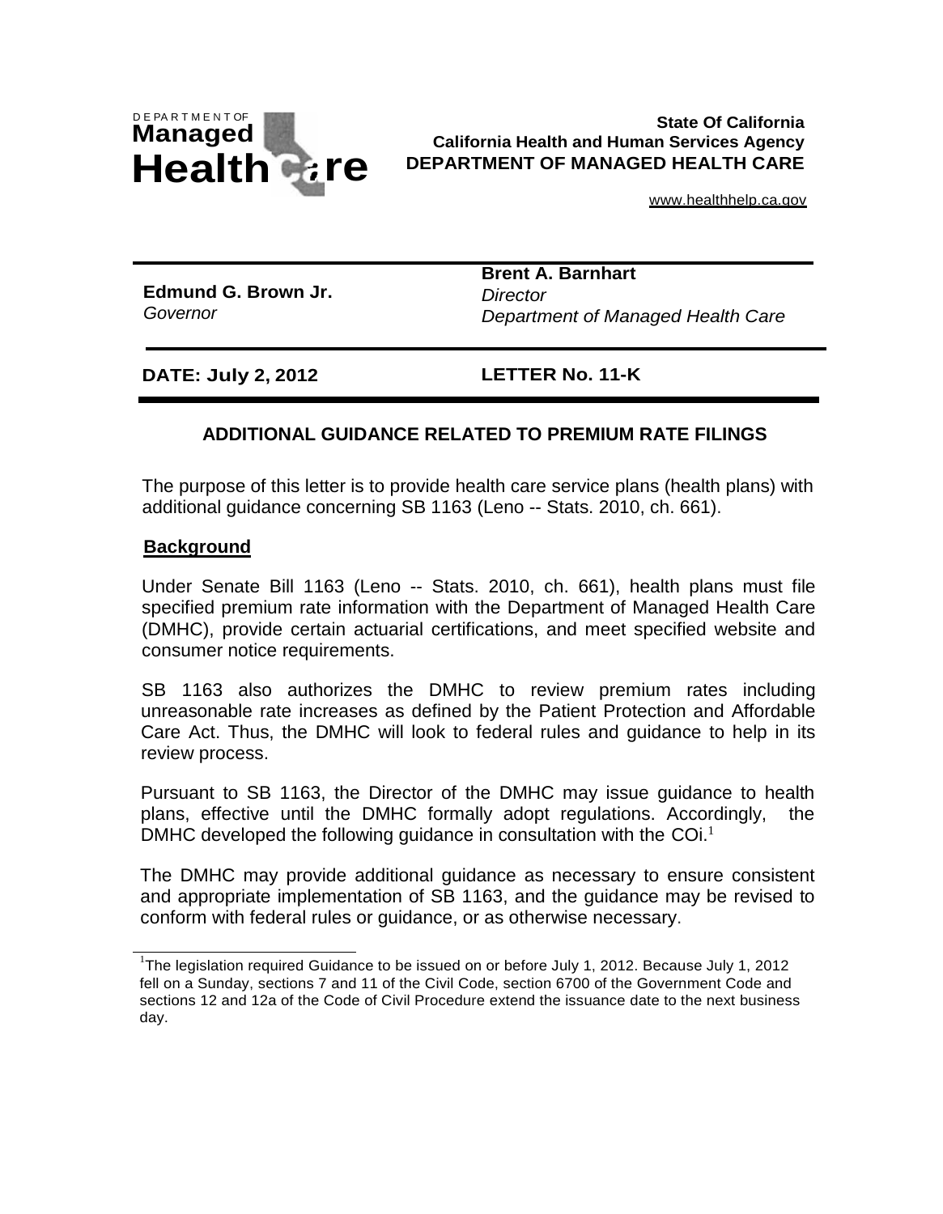DEPARTMENT OF **Managed Health Care**

**State Of California**
**California Health and Human Services Agency**
**DEPARTMENT OF MANAGED HEALTH CARE**

www.healthhelp.ca.gov

| **Edmund G. Brown Jr.** *Governor* | **Brent A. Barnhart** *Director* *Department of Managed Health Care* |
| --- | --- |
| **DATE: July 2, 2012** | **LETTER No. 11-K** |

## ADDITIONAL GUIDANCE RELATED TO PREMIUM RATE FILINGS

The purpose of this letter is to provide health care service plans (health plans) with additional guidance concerning SB 1163 (Leno -- Stats. 2010, ch. 661).

### Background

Under Senate Bill 1163 (Leno -- Stats. 2010, ch. 661), health plans must file specified premium rate information with the Department of Managed Health Care (DMHC), provide certain actuarial certifications, and meet specified website and consumer notice requirements.

SB 1163 also authorizes the DMHC to review premium rates including unreasonable rate increases as defined by the Patient Protection and Affordable Care Act. Thus, the DMHC will look to federal rules and guidance to help in its review process.

Pursuant to SB 1163, the Director of the DMHC may issue guidance to health plans, effective until the DMHC formally adopt regulations. Accordingly, the DMHC developed the following guidance in consultation with the COi.[1]

The DMHC may provide additional guidance as necessary to ensure consistent and appropriate implementation of SB 1163, and the guidance may be revised to conform with federal rules or guidance, or as otherwise necessary.

[1] The legislation required Guidance to be issued on or before July 1, 2012. Because July 1, 2012 fell on a Sunday, sections 7 and 11 of the Civil Code, section 6700 of the Government Code and sections 12 and 12a of the Code of Civil Procedure extend the issuance date to the next business day.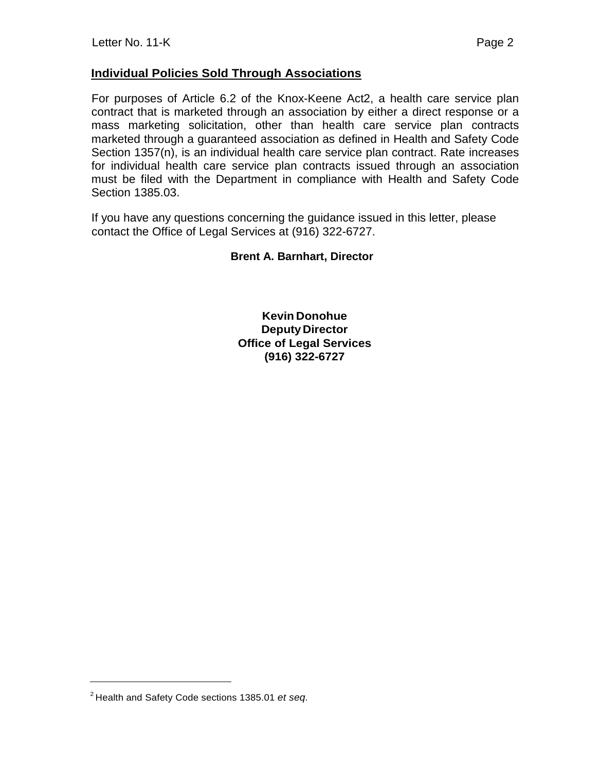**Individual Policies Sold Through Associations**

For purposes of Article 6.2 of the Knox-Keene Act[2], a health care service plan contract that is marketed through an association by either a direct response or a mass marketing solicitation, other than health care service plan contracts marketed through a guaranteed association as defined in Health and Safety Code Section 1357(n), is an individual health care service plan contract. Rate increases for individual health care service plan contracts issued through an association must be filed with the Department in compliance with Health and Safety Code Section 1385.03.

If you have any questions concerning the guidance issued in this letter, please contact the Office of Legal Services at (916) 322-6727.

**Brent A. Barnhart, Director**

**Kevin Donohue**
**Deputy Director**
**Office of Legal Services**
**(916) 322-6727**

---

[2] Health and Safety Code sections 1385.01 *et seq*.